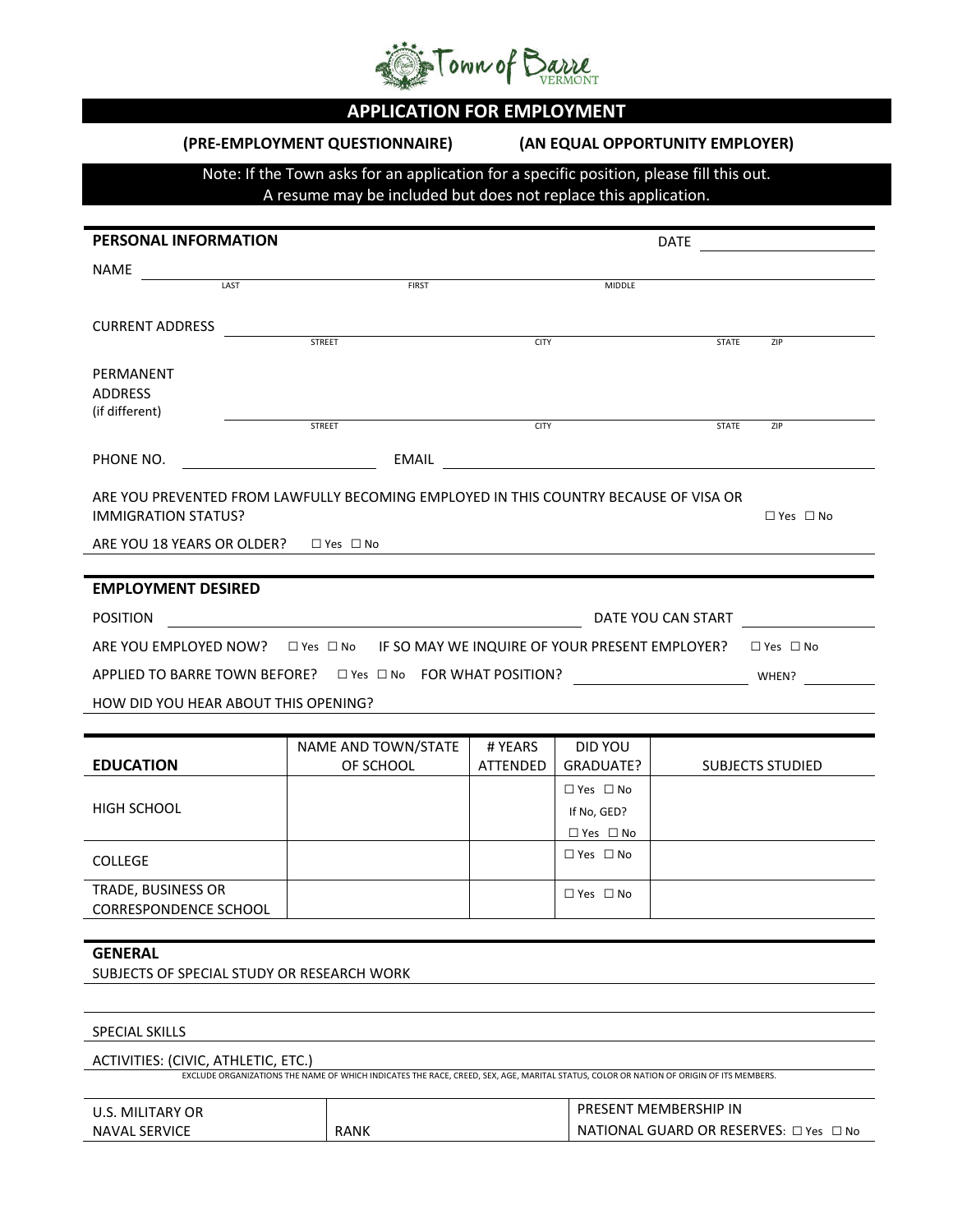Town of Barre VERMONT

# APPLICATION FOR EMPLOYMENT

**(PRE-EMPLOYMENT QUESTIONNAIRE)** **(AN EQUAL OPPORTUNITY EMPLOYER)**

Note: If the Town asks for an application for a specific position, please fill this out.
A resume may be included but does not replace this application.

## PERSONAL INFORMATION

DATE ______________________

NAME ______________________________________________________________
LAST FIRST MIDDLE

CURRENT ADDRESS ______________________________________________________________
STREET CITY STATE ZIP

PERMANENT ADDRESS (if different) ______________________________________________________________
STREET CITY STATE ZIP

PHONE NO. ______________________ EMAIL ______________________________________

ARE YOU PREVENTED FROM LAWFULLY BECOMING EMPLOYED IN THIS COUNTRY BECAUSE OF VISA OR IMMIGRATION STATUS? ☐ Yes ☐ No

ARE YOU 18 YEARS OR OLDER? ☐ Yes ☐ No

## EMPLOYMENT DESIRED

POSITION ______________________________________ DATE YOU CAN START ______________

ARE YOU EMPLOYED NOW? ☐ Yes ☐ No IF SO MAY WE INQUIRE OF YOUR PRESENT EMPLOYER? ☐ Yes ☐ No

APPLIED TO BARRE TOWN BEFORE? ☐ Yes ☐ No FOR WHAT POSITION? ______________________ WHEN? __________

HOW DID YOU HEAR ABOUT THIS OPENING? ______________________________________

| EDUCATION | NAME AND TOWN/STATE OF SCHOOL | # YEARS ATTENDED | DID YOU GRADUATE? | SUBJECTS STUDIED |
|---|---|---|---|---|
| HIGH SCHOOL | | | ☐ Yes ☐ No<br>If No, GED?<br>☐ Yes ☐ No | |
| COLLEGE | | | ☐ Yes ☐ No | |
| TRADE, BUSINESS OR CORRESPONDENCE SCHOOL | | | ☐ Yes ☐ No | |

## GENERAL

SUBJECTS OF SPECIAL STUDY OR RESEARCH WORK ______________________________________

SPECIAL SKILLS ______________________________________

ACTIVITIES: (CIVIC, ATHLETIC, ETC.) ______________________________________

EXCLUDE ORGANIZATIONS THE NAME OF WHICH INDICATES THE RACE, CREED, SEX, AGE, MARITAL STATUS, COLOR OR NATION OF ORIGIN OF ITS MEMBERS.

| U.S. MILITARY OR NAVAL SERVICE | RANK | PRESENT MEMBERSHIP IN NATIONAL GUARD OR RESERVES: ☐ Yes ☐ No |
|---|---|---|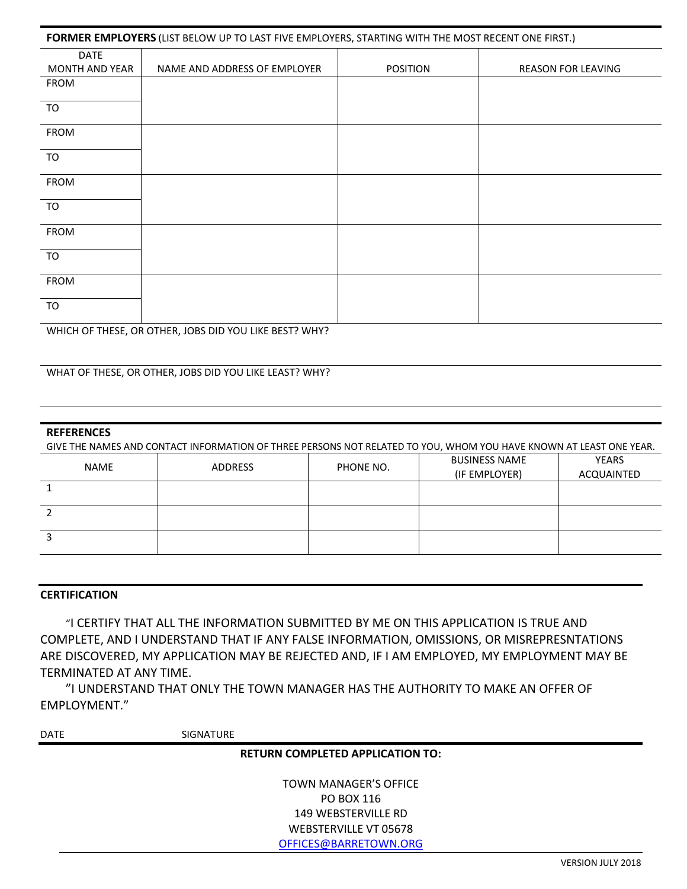**FORMER EMPLOYERS** (LIST BELOW UP TO LAST FIVE EMPLOYERS, STARTING WITH THE MOST RECENT ONE FIRST.)

| DATE MONTH AND YEAR | NAME AND ADDRESS OF EMPLOYER | POSITION | REASON FOR LEAVING |
|---|---|---|---|
| FROM | | | |
| TO | | | |
| FROM | | | |
| TO | | | |
| FROM | | | |
| TO | | | |
| FROM | | | |
| TO | | | |
| FROM | | | |
| TO | | | |

WHICH OF THESE, OR OTHER, JOBS DID YOU LIKE BEST? WHY?

WHAT OF THESE, OR OTHER, JOBS DID YOU LIKE LEAST? WHY?

**REFERENCES**

GIVE THE NAMES AND CONTACT INFORMATION OF THREE PERSONS NOT RELATED TO YOU, WHOM YOU HAVE KNOWN AT LEAST ONE YEAR.

| NAME | ADDRESS | PHONE NO. | BUSINESS NAME (IF EMPLOYER) | YEARS ACQUAINTED |
|---|---|---|---|---|
| 1 | | | | |
| 2 | | | | |
| 3 | | | | |

**CERTIFICATION**

"I CERTIFY THAT ALL THE INFORMATION SUBMITTED BY ME ON THIS APPLICATION IS TRUE AND COMPLETE, AND I UNDERSTAND THAT IF ANY FALSE INFORMATION, OMISSIONS, OR MISREPRESNTATIONS ARE DISCOVERED, MY APPLICATION MAY BE REJECTED AND, IF I AM EMPLOYED, MY EMPLOYMENT MAY BE TERMINATED AT ANY TIME.

"I UNDERSTAND THAT ONLY THE TOWN MANAGER HAS THE AUTHORITY TO MAKE AN OFFER OF EMPLOYMENT."

DATE SIGNATURE

**RETURN COMPLETED APPLICATION TO:**

TOWN MANAGER'S OFFICE
PO BOX 116
149 WEBSTERVILLE RD
WEBSTERVILLE VT 05678
OFFICES@BARRETOWN.ORG

VERSION JULY 2018